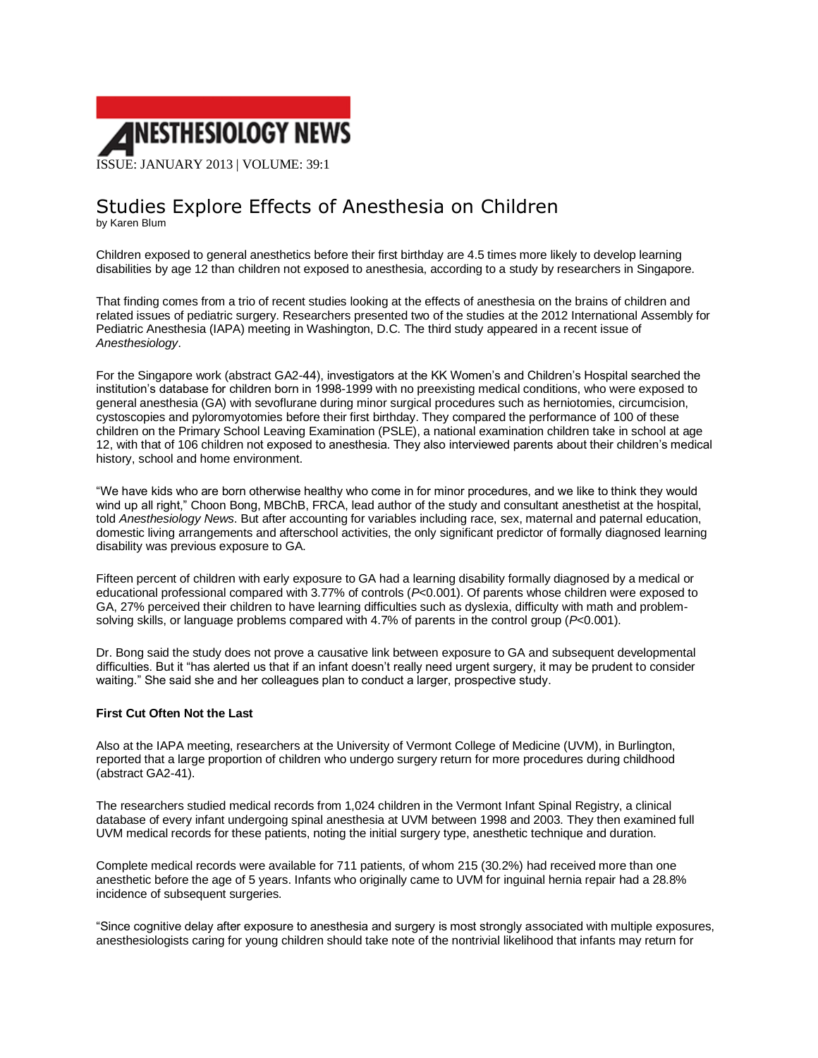ANESTHESIOLOGY NEWS

ISSUE: JANUARY 2013 | VOLUME: 39:1

# Studies Explore Effects of Anesthesia on Children

by Karen Blum

Children exposed to general anesthetics before their first birthday are 4.5 times more likely to develop learning disabilities by age 12 than children not exposed to anesthesia, according to a study by researchers in Singapore.

That finding comes from a trio of recent studies looking at the effects of anesthesia on the brains of children and related issues of pediatric surgery. Researchers presented two of the studies at the 2012 International Assembly for Pediatric Anesthesia (IAPA) meeting in Washington, D.C. The third study appeared in a recent issue of *Anesthesiology*.

For the Singapore work (abstract GA2-44), investigators at the KK Women's and Children's Hospital searched the institution's database for children born in 1998-1999 with no preexisting medical conditions, who were exposed to general anesthesia (GA) with sevoflurane during minor surgical procedures such as herniotomies, circumcision, cystoscopies and pyloromyotomies before their first birthday. They compared the performance of 100 of these children on the Primary School Leaving Examination (PSLE), a national examination children take in school at age 12, with that of 106 children not exposed to anesthesia. They also interviewed parents about their children's medical history, school and home environment.

"We have kids who are born otherwise healthy who come in for minor procedures, and we like to think they would wind up all right," Choon Bong, MBChB, FRCA, lead author of the study and consultant anesthetist at the hospital, told *Anesthesiology News*. But after accounting for variables including race, sex, maternal and paternal education, domestic living arrangements and afterschool activities, the only significant predictor of formally diagnosed learning disability was previous exposure to GA.

Fifteen percent of children with early exposure to GA had a learning disability formally diagnosed by a medical or educational professional compared with 3.77% of controls ($P$<0.001). Of parents whose children were exposed to GA, 27% perceived their children to have learning difficulties such as dyslexia, difficulty with math and problem-solving skills, or language problems compared with 4.7% of parents in the control group ($P$<0.001).

Dr. Bong said the study does not prove a causative link between exposure to GA and subsequent developmental difficulties. But it "has alerted us that if an infant doesn't really need urgent surgery, it may be prudent to consider waiting." She said she and her colleagues plan to conduct a larger, prospective study.

### First Cut Often Not the Last

Also at the IAPA meeting, researchers at the University of Vermont College of Medicine (UVM), in Burlington, reported that a large proportion of children who undergo surgery return for more procedures during childhood (abstract GA2-41).

The researchers studied medical records from 1,024 children in the Vermont Infant Spinal Registry, a clinical database of every infant undergoing spinal anesthesia at UVM between 1998 and 2003. They then examined full UVM medical records for these patients, noting the initial surgery type, anesthetic technique and duration.

Complete medical records were available for 711 patients, of whom 215 (30.2%) had received more than one anesthetic before the age of 5 years. Infants who originally came to UVM for inguinal hernia repair had a 28.8% incidence of subsequent surgeries.

"Since cognitive delay after exposure to anesthesia and surgery is most strongly associated with multiple exposures, anesthesiologists caring for young children should take note of the nontrivial likelihood that infants may return for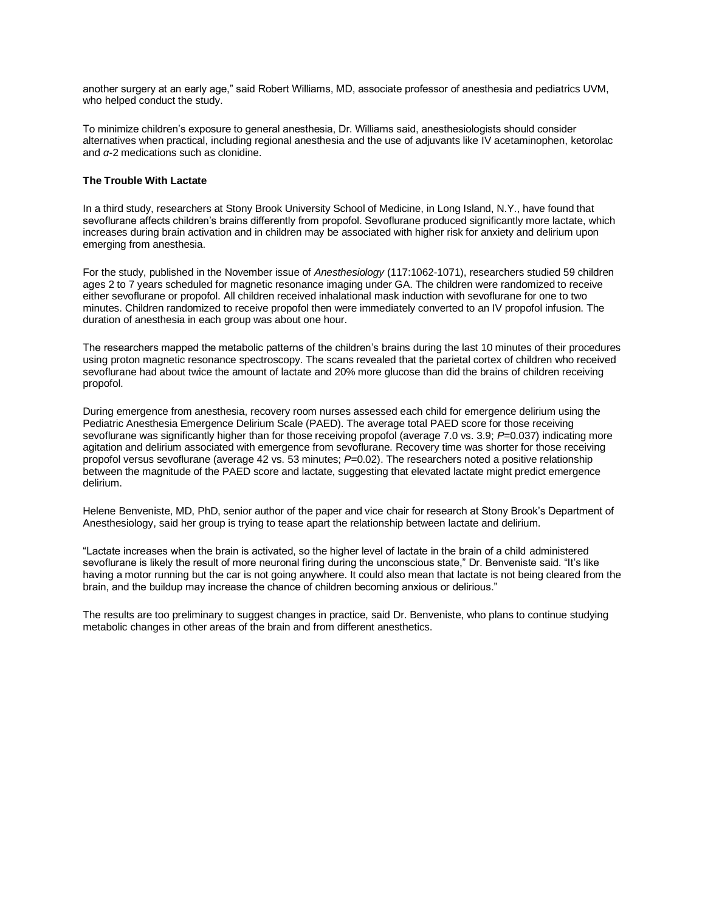another surgery at an early age," said Robert Williams, MD, associate professor of anesthesia and pediatrics UVM, who helped conduct the study.

To minimize children's exposure to general anesthesia, Dr. Williams said, anesthesiologists should consider alternatives when practical, including regional anesthesia and the use of adjuvants like IV acetaminophen, ketorolac and $\alpha$-2 medications such as clonidine.

**The Trouble With Lactate**

In a third study, researchers at Stony Brook University School of Medicine, in Long Island, N.Y., have found that sevoflurane affects children's brains differently from propofol. Sevoflurane produced significantly more lactate, which increases during brain activation and in children may be associated with higher risk for anxiety and delirium upon emerging from anesthesia.

For the study, published in the November issue of *Anesthesiology* (117:1062-1071), researchers studied 59 children ages 2 to 7 years scheduled for magnetic resonance imaging under GA. The children were randomized to receive either sevoflurane or propofol. All children received inhalational mask induction with sevoflurane for one to two minutes. Children randomized to receive propofol then were immediately converted to an IV propofol infusion. The duration of anesthesia in each group was about one hour.

The researchers mapped the metabolic patterns of the children's brains during the last 10 minutes of their procedures using proton magnetic resonance spectroscopy. The scans revealed that the parietal cortex of children who received sevoflurane had about twice the amount of lactate and 20% more glucose than did the brains of children receiving propofol.

During emergence from anesthesia, recovery room nurses assessed each child for emergence delirium using the Pediatric Anesthesia Emergence Delirium Scale (PAED). The average total PAED score for those receiving sevoflurane was significantly higher than for those receiving propofol (average 7.0 vs. 3.9; $P$=0.037) indicating more agitation and delirium associated with emergence from sevoflurane. Recovery time was shorter for those receiving propofol versus sevoflurane (average 42 vs. 53 minutes; $P$=0.02). The researchers noted a positive relationship between the magnitude of the PAED score and lactate, suggesting that elevated lactate might predict emergence delirium.

Helene Benveniste, MD, PhD, senior author of the paper and vice chair for research at Stony Brook's Department of Anesthesiology, said her group is trying to tease apart the relationship between lactate and delirium.

"Lactate increases when the brain is activated, so the higher level of lactate in the brain of a child administered sevoflurane is likely the result of more neuronal firing during the unconscious state," Dr. Benveniste said. "It's like having a motor running but the car is not going anywhere. It could also mean that lactate is not being cleared from the brain, and the buildup may increase the chance of children becoming anxious or delirious."

The results are too preliminary to suggest changes in practice, said Dr. Benveniste, who plans to continue studying metabolic changes in other areas of the brain and from different anesthetics.